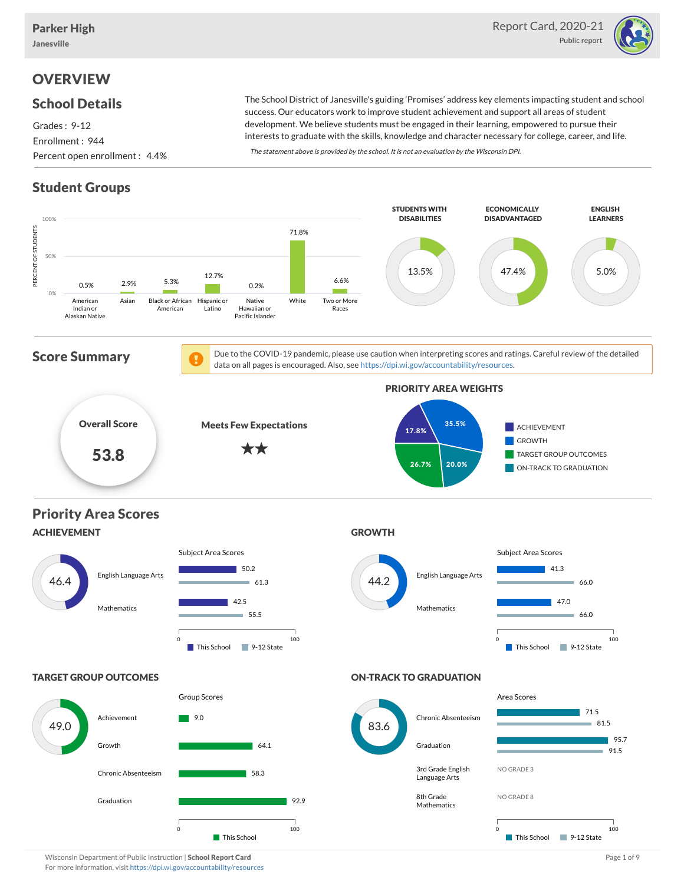# Parker High

**Janesville**

Report Card, 2020-21

Public report

## OVERVIEW

### School Details

Grades : 9-12

Enrollment : 944

Percent open enrollment : 4.4%

The School District of Janesville's guiding 'Promises' address key elements impacting student and school success. Our educators work to improve student achievement and support all areas of student development. We believe students must be engaged in their learning, empowered to pursue their interests to graduate with the skills, knowledge and character necessary for college, career, and life.

*The statement above is provided by the school. It is not an evaluation by the Wisconsin DPI.*

### Student Groups

| Group | Percent of Students |
|---|---|
| American Indian or Alaskan Native | 0.5% |
| Asian | 2.9% |
| Black or African American | 5.3% |
| Hispanic or Latino | 12.7% |
| Native Hawaiian or Pacific Islander | 0.2% |
| White | 71.8% |
| Two or More Races | 6.6% |

| Students with Disabilities | Economically Disadvantaged | English Learners |
|---|---|---|
| 13.5% | 47.4% | 5.0% |

### Score Summary

Due to the COVID-19 pandemic, please use caution when interpreting scores and ratings. Careful review of the detailed data on all pages is encouraged. Also, see https://dpi.wi.gov/accountability/resources.

**Overall Score**: 53.8

**Meets Few Expectations** ★★

**PRIORITY AREA WEIGHTS**

| Priority Area | Weight |
|---|---|
| Achievement | 17.8% |
| Growth | 35.5% |
| Target Group Outcomes | 26.7% |
| On-Track to Graduation | 20.0% |

### Priority Area Scores

#### ACHIEVEMENT

Score: 46.4

| Subject Area | This School | 9-12 State |
|---|---|---|
| English Language Arts | 50.2 | 61.3 |
| Mathematics | 42.5 | 55.5 |

#### GROWTH

Score: 44.2

| Subject Area | This School | 9-12 State |
|---|---|---|
| English Language Arts | 41.3 | 66.0 |
| Mathematics | 47.0 | 66.0 |

#### TARGET GROUP OUTCOMES

Score: 49.0

| Group | This School |
|---|---|
| Achievement | 9.0 |
| Growth | 64.1 |
| Chronic Absenteeism | 58.3 |
| Graduation | 92.9 |

#### ON-TRACK TO GRADUATION

Score: 83.6

| Area | This School | 9-12 State |
|---|---|---|
| Chronic Absenteeism | 71.5 | 81.5 |
| Graduation | 95.7 | 91.5 |
| 3rd Grade English Language Arts | NO GRADE 3 | |
| 8th Grade Mathematics | NO GRADE 8 | |

Wisconsin Department of Public Instruction | **School Report Card**

For more information, visit https://dpi.wi.gov/accountability/resources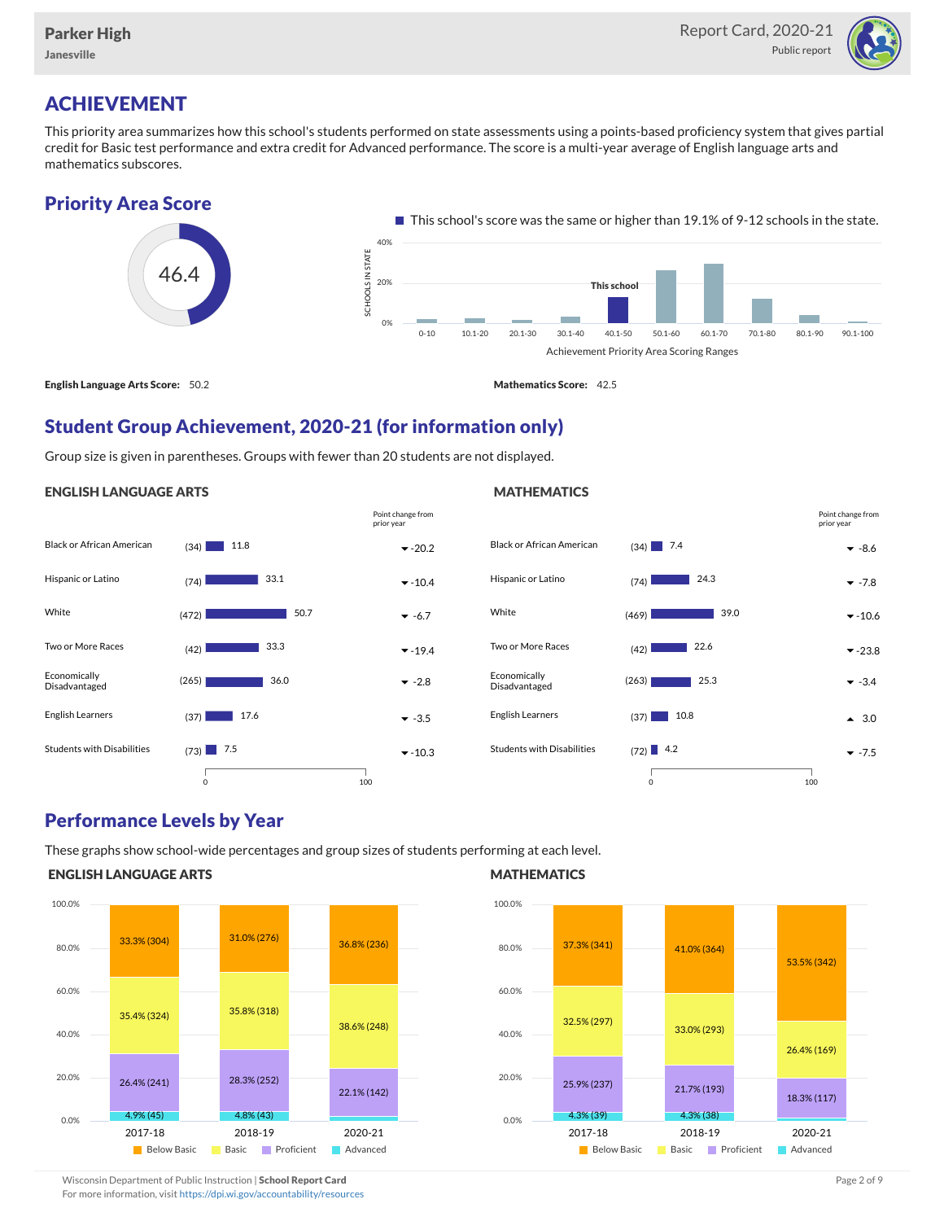# ACHIEVEMENT

This priority area summarizes how this school's students performed on state assessments using a points-based proficiency system that gives partial credit for Basic test performance and extra credit for Advanced performance. The score is a multi-year average of English language arts and mathematics subscores.

## Priority Area Score

46.4

This school's score was the same or higher than 19.1% of 9-12 schools in the state.

Achievement Priority Area Scoring Ranges: 0-10, 10.1-20, 20.1-30, 30.1-40, 40.1-50 (This school), 50.1-60, 60.1-70, 70.1-80, 80.1-90, 90.1-100

**English Language Arts Score:** 50.2

**Mathematics Score:** 42.5

## Student Group Achievement, 2020-21 (for information only)

Group size is given in parentheses. Groups with fewer than 20 students are not displayed.

### ENGLISH LANGUAGE ARTS

| Group | Size | Score | Point change from prior year |
|---|---|---|---|
| Black or African American | (34) | 11.8 | ▼ -20.2 |
| Hispanic or Latino | (74) | 33.1 | ▼ -10.4 |
| White | (472) | 50.7 | ▼ -6.7 |
| Two or More Races | (42) | 33.3 | ▼ -19.4 |
| Economically Disadvantaged | (265) | 36.0 | ▼ -2.8 |
| English Learners | (37) | 17.6 | ▼ -3.5 |
| Students with Disabilities | (73) | 7.5 | ▼ -10.3 |

### MATHEMATICS

| Group | Size | Score | Point change from prior year |
|---|---|---|---|
| Black or African American | (34) | 7.4 | ▼ -8.6 |
| Hispanic or Latino | (74) | 24.3 | ▼ -7.8 |
| White | (469) | 39.0 | ▼ -10.6 |
| Two or More Races | (42) | 22.6 | ▼ -23.8 |
| Economically Disadvantaged | (263) | 25.3 | ▼ -3.4 |
| English Learners | (37) | 10.8 | ▲ 3.0 |
| Students with Disabilities | (72) | 4.2 | ▼ -7.5 |

## Performance Levels by Year

These graphs show school-wide percentages and group sizes of students performing at each level.

### ENGLISH LANGUAGE ARTS

| Level | 2017-18 | 2018-19 | 2020-21 |
|---|---|---|---|
| Below Basic | 33.3% (304) | 31.0% (276) | 36.8% (236) |
| Basic | 35.4% (324) | 35.8% (318) | 38.6% (248) |
| Proficient | 26.4% (241) | 28.3% (252) | 22.1% (142) |
| Advanced | 4.9% (45) | 4.8% (43) | |

### MATHEMATICS

| Level | 2017-18 | 2018-19 | 2020-21 |
|---|---|---|---|
| Below Basic | 37.3% (341) | 41.0% (364) | 53.5% (342) |
| Basic | 32.5% (297) | 33.0% (293) | 26.4% (169) |
| Proficient | 25.9% (237) | 21.7% (193) | 18.3% (117) |
| Advanced | 4.3% (39) | 4.3% (38) | |

Wisconsin Department of Public Instruction | **School Report Card**
For more information, visit https://dpi.wi.gov/accountability/resources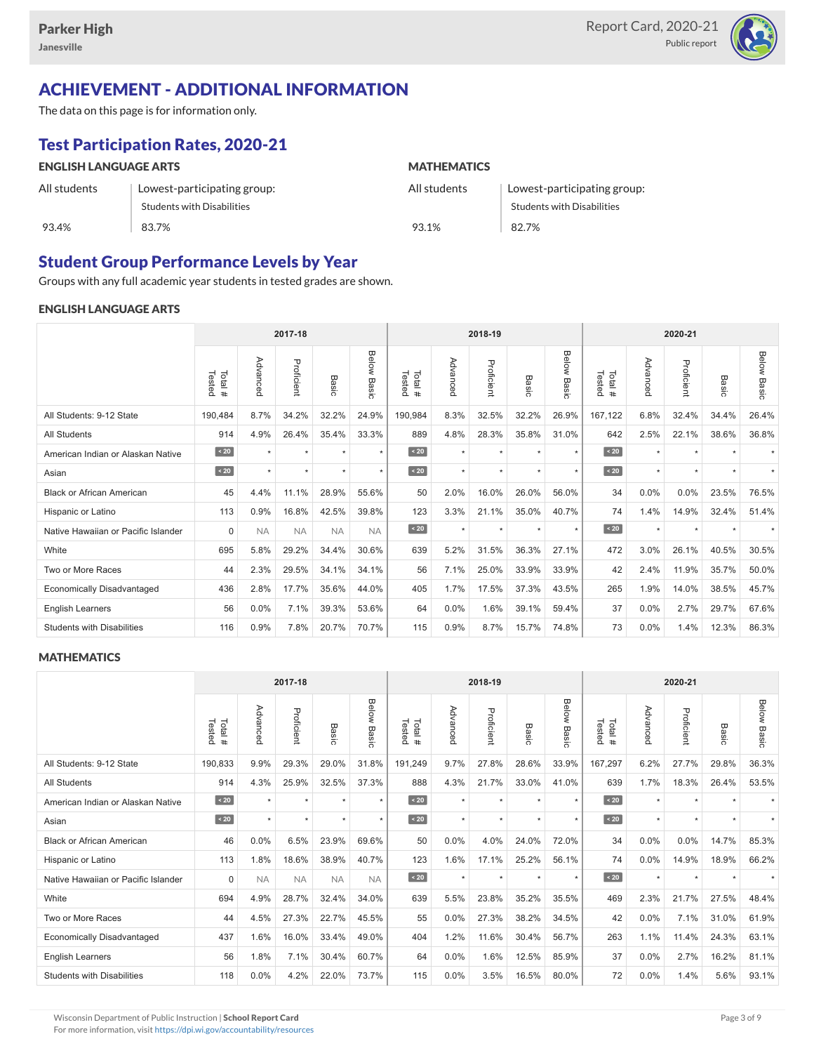# ACHIEVEMENT - ADDITIONAL INFORMATION

The data on this page is for information only.

## Test Participation Rates, 2020-21

### ENGLISH LANGUAGE ARTS

| All students | Lowest-participating group: Students with Disabilities |
|---|---|
| 93.4% | 83.7% |

### MATHEMATICS

| All students | Lowest-participating group: Students with Disabilities |
|---|---|
| 93.1% | 82.7% |

## Student Group Performance Levels by Year

Groups with any full academic year students in tested grades are shown.

### ENGLISH LANGUAGE ARTS

| | 2017-18 | | | | | 2018-19 | | | | | 2020-21 | | | | |
|---|---|---|---|---|---|---|---|---|---|---|---|---|---|---|---|
| | Total # Tested | Advanced | Proficient | Basic | Below Basic | Total # Tested | Advanced | Proficient | Basic | Below Basic | Total # Tested | Advanced | Proficient | Basic | Below Basic |
| All Students: 9-12 State | 190,484 | 8.7% | 34.2% | 32.2% | 24.9% | 190,984 | 8.3% | 32.5% | 32.2% | 26.9% | 167,122 | 6.8% | 32.4% | 34.4% | 26.4% |
| All Students | 914 | 4.9% | 26.4% | 35.4% | 33.3% | 889 | 4.8% | 28.3% | 35.8% | 31.0% | 642 | 2.5% | 22.1% | 38.6% | 36.8% |
| American Indian or Alaskan Native | < 20 | * | * | * | * | < 20 | * | * | * | * | < 20 | * | * | * | * |
| Asian | < 20 | * | * | * | * | < 20 | * | * | * | * | < 20 | * | * | * | * |
| Black or African American | 45 | 4.4% | 11.1% | 28.9% | 55.6% | 50 | 2.0% | 16.0% | 26.0% | 56.0% | 34 | 0.0% | 0.0% | 23.5% | 76.5% |
| Hispanic or Latino | 113 | 0.9% | 16.8% | 42.5% | 39.8% | 123 | 3.3% | 21.1% | 35.0% | 40.7% | 74 | 1.4% | 14.9% | 32.4% | 51.4% |
| Native Hawaiian or Pacific Islander | 0 | NA | NA | NA | NA | < 20 | * | * | * | * | < 20 | * | * | * | * |
| White | 695 | 5.8% | 29.2% | 34.4% | 30.6% | 639 | 5.2% | 31.5% | 36.3% | 27.1% | 472 | 3.0% | 26.1% | 40.5% | 30.5% |
| Two or More Races | 44 | 2.3% | 29.5% | 34.1% | 34.1% | 56 | 7.1% | 25.0% | 33.9% | 33.9% | 42 | 2.4% | 11.9% | 35.7% | 50.0% |
| Economically Disadvantaged | 436 | 2.8% | 17.7% | 35.6% | 44.0% | 405 | 1.7% | 17.5% | 37.3% | 43.5% | 265 | 1.9% | 14.0% | 38.5% | 45.7% |
| English Learners | 56 | 0.0% | 7.1% | 39.3% | 53.6% | 64 | 0.0% | 1.6% | 39.1% | 59.4% | 37 | 0.0% | 2.7% | 29.7% | 67.6% |
| Students with Disabilities | 116 | 0.9% | 7.8% | 20.7% | 70.7% | 115 | 0.9% | 8.7% | 15.7% | 74.8% | 73 | 0.0% | 1.4% | 12.3% | 86.3% |

### MATHEMATICS

| | 2017-18 | | | | | 2018-19 | | | | | 2020-21 | | | | |
|---|---|---|---|---|---|---|---|---|---|---|---|---|---|---|---|
| | Total # Tested | Advanced | Proficient | Basic | Below Basic | Total # Tested | Advanced | Proficient | Basic | Below Basic | Total # Tested | Advanced | Proficient | Basic | Below Basic |
| All Students: 9-12 State | 190,833 | 9.9% | 29.3% | 29.0% | 31.8% | 191,249 | 9.7% | 27.8% | 28.6% | 33.9% | 167,297 | 6.2% | 27.7% | 29.8% | 36.3% |
| All Students | 914 | 4.3% | 25.9% | 32.5% | 37.3% | 888 | 4.3% | 21.7% | 33.0% | 41.0% | 639 | 1.7% | 18.3% | 26.4% | 53.5% |
| American Indian or Alaskan Native | < 20 | * | * | * | * | < 20 | * | * | * | * | < 20 | * | * | * | * |
| Asian | < 20 | * | * | * | * | < 20 | * | * | * | * | < 20 | * | * | * | * |
| Black or African American | 46 | 0.0% | 6.5% | 23.9% | 69.6% | 50 | 0.0% | 4.0% | 24.0% | 72.0% | 34 | 0.0% | 0.0% | 14.7% | 85.3% |
| Hispanic or Latino | 113 | 1.8% | 18.6% | 38.9% | 40.7% | 123 | 1.6% | 17.1% | 25.2% | 56.1% | 74 | 0.0% | 14.9% | 18.9% | 66.2% |
| Native Hawaiian or Pacific Islander | 0 | NA | NA | NA | NA | < 20 | * | * | * | * | < 20 | * | * | * | * |
| White | 694 | 4.9% | 28.7% | 32.4% | 34.0% | 639 | 5.5% | 23.8% | 35.2% | 35.5% | 469 | 2.3% | 21.7% | 27.5% | 48.4% |
| Two or More Races | 44 | 4.5% | 27.3% | 22.7% | 45.5% | 55 | 0.0% | 27.3% | 38.2% | 34.5% | 42 | 0.0% | 7.1% | 31.0% | 61.9% |
| Economically Disadvantaged | 437 | 1.6% | 16.0% | 33.4% | 49.0% | 404 | 1.2% | 11.6% | 30.4% | 56.7% | 263 | 1.1% | 11.4% | 24.3% | 63.1% |
| English Learners | 56 | 1.8% | 7.1% | 30.4% | 60.7% | 64 | 0.0% | 1.6% | 12.5% | 85.9% | 37 | 0.0% | 2.7% | 16.2% | 81.1% |
| Students with Disabilities | 118 | 0.0% | 4.2% | 22.0% | 73.7% | 115 | 0.0% | 3.5% | 16.5% | 80.0% | 72 | 0.0% | 1.4% | 5.6% | 93.1% |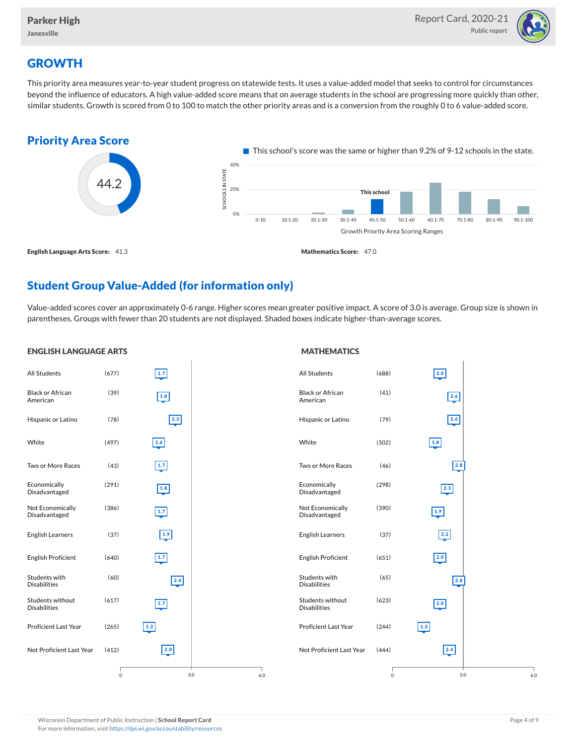Parker High
Janesville

Report Card, 2020-21
Public report

## GROWTH

This priority area measures year-to-year student progress on statewide tests. It uses a value-added model that seeks to control for circumstances beyond the influence of educators. A high value-added score means that on average students in the school are progressing more quickly than other, similar students. Growth is scored from 0 to 100 to match the other priority areas and is a conversion from the roughly 0 to 6 value-added score.

### Priority Area Score

44.2

This school's score was the same or higher than 9.2% of 9-12 schools in the state.

**English Language Arts Score:** 41.3

**Mathematics Score:** 47.0

### Student Group Value-Added (for information only)

Value-added scores cover an approximately 0-6 range. Higher scores mean greater positive impact. A score of 3.0 is average. Group size is shown in parentheses. Groups with fewer than 20 students are not displayed. Shaded boxes indicate higher-than-average scores.

#### ENGLISH LANGUAGE ARTS

| Group | Size | Value-Added |
|---|---|---|
| All Students | (677) | 1.7 |
| Black or African American | (39) | 1.8 |
| Hispanic or Latino | (78) | 2.3 |
| White | (497) | 1.6 |
| Two or More Races | (43) | 1.7 |
| Economically Disadvantaged | (291) | 1.8 |
| Not Economically Disadvantaged | (386) | 1.7 |
| English Learners | (37) | 1.9 |
| English Proficient | (640) | 1.7 |
| Students with Disabilities | (60) | 2.4 |
| Students without Disabilities | (617) | 1.7 |
| Proficient Last Year | (265) | 1.2 |
| Not Proficient Last Year | (412) | 2.0 |

#### MATHEMATICS

| Group | Size | Value-Added |
|---|---|---|
| All Students | (688) | 2.0 |
| Black or African American | (41) | 2.6 |
| Hispanic or Latino | (79) | 2.6 |
| White | (502) | 1.8 |
| Two or More Races | (46) | 2.8 |
| Economically Disadvantaged | (298) | 2.3 |
| Not Economically Disadvantaged | (390) | 1.9 |
| English Learners | (37) | 2.2 |
| English Proficient | (651) | 2.0 |
| Students with Disabilities | (65) | 2.8 |
| Students without Disabilities | (623) | 2.0 |
| Proficient Last Year | (244) | 1.3 |
| Not Proficient Last Year | (444) | 2.4 |

Wisconsin Department of Public Instruction | **School Report Card**
For more information, visit https://dpi.wi.gov/accountability/resources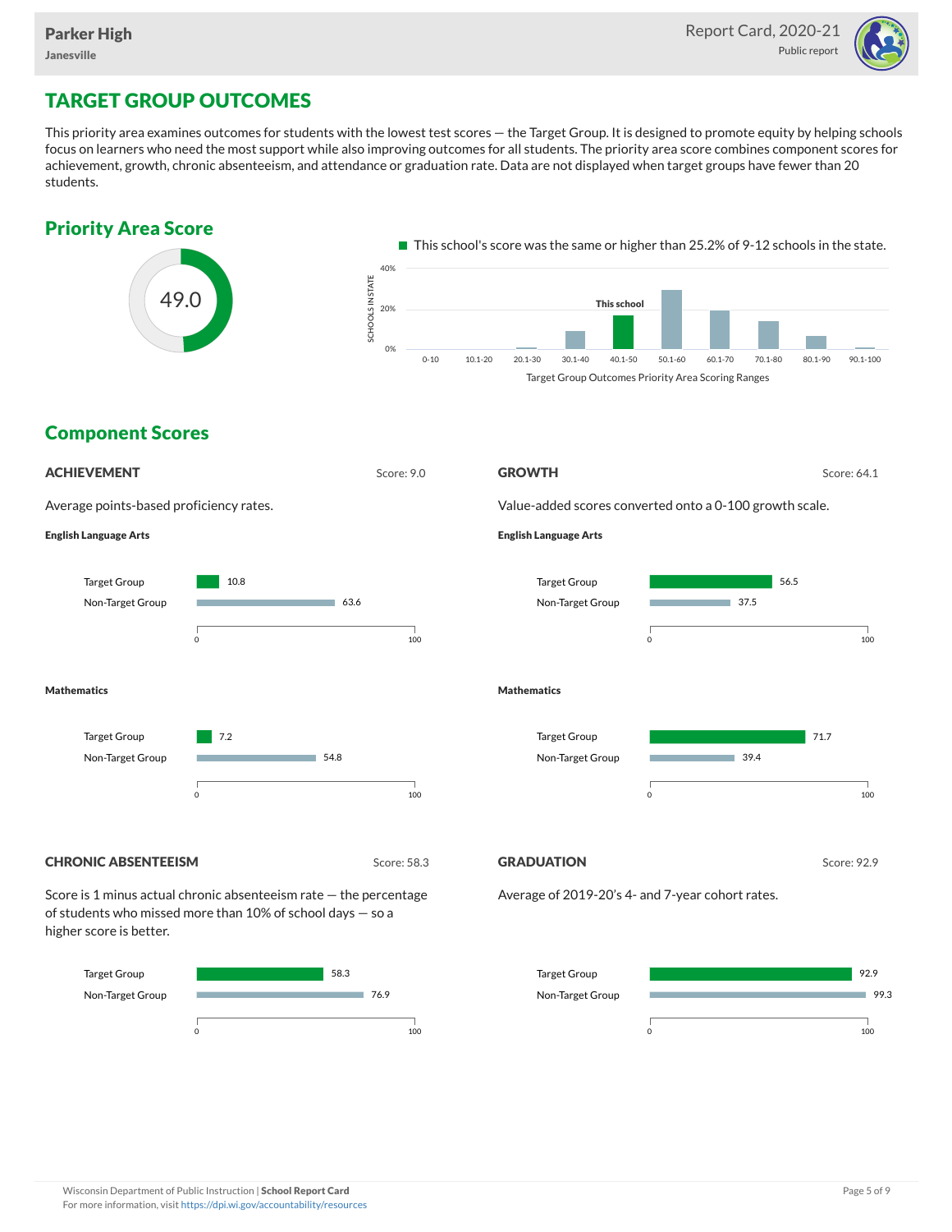Parker High
Janesville

Report Card, 2020-21
Public report

# TARGET GROUP OUTCOMES

This priority area examines outcomes for students with the lowest test scores — the Target Group. It is designed to promote equity by helping schools focus on learners who need the most support while also improving outcomes for all students. The priority area score combines component scores for achievement, growth, chronic absenteeism, and attendance or graduation rate. Data are not displayed when target groups have fewer than 20 students.

## Priority Area Score

49.0

This school's score was the same or higher than 25.2% of 9-12 schools in the state.

Target Group Outcomes Priority Area Scoring Ranges (This school: 40.1-50)

## Component Scores

### ACHIEVEMENT

Score: 9.0

Average points-based proficiency rates.

**English Language Arts**

| | Score |
|---|---|
| Target Group | 10.8 |
| Non-Target Group | 63.6 |

**Mathematics**

| | Score |
|---|---|
| Target Group | 7.2 |
| Non-Target Group | 54.8 |

### GROWTH

Score: 64.1

Value-added scores converted onto a 0-100 growth scale.

**English Language Arts**

| | Score |
|---|---|
| Target Group | 56.5 |
| Non-Target Group | 37.5 |

**Mathematics**

| | Score |
|---|---|
| Target Group | 71.7 |
| Non-Target Group | 39.4 |

### CHRONIC ABSENTEEISM

Score: 58.3

Score is 1 minus actual chronic absenteeism rate — the percentage of students who missed more than 10% of school days — so a higher score is better.

| | Score |
|---|---|
| Target Group | 58.3 |
| Non-Target Group | 76.9 |

### GRADUATION

Score: 92.9

Average of 2019-20's 4- and 7-year cohort rates.

| | Score |
|---|---|
| Target Group | 92.9 |
| Non-Target Group | 99.3 |

Wisconsin Department of Public Instruction | **School Report Card**
For more information, visit https://dpi.wi.gov/accountability/resources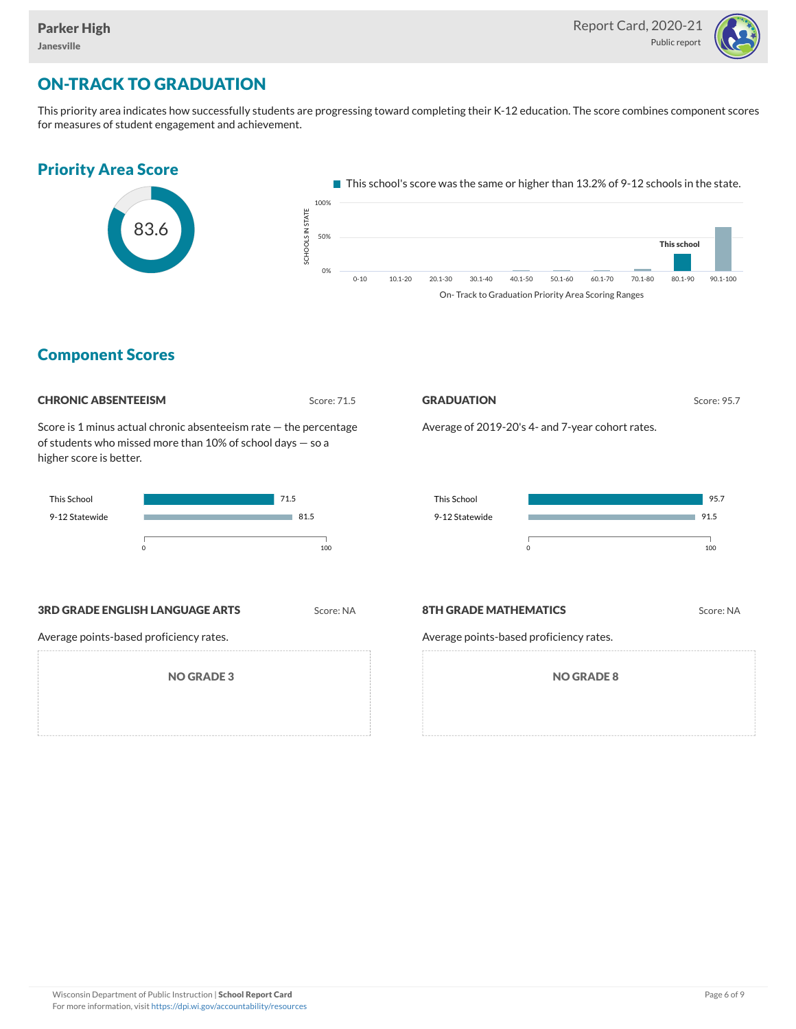## ON-TRACK TO GRADUATION

This priority area indicates how successfully students are progressing toward completing their K-12 education. The score combines component scores for measures of student engagement and achievement.

### Priority Area Score

83.6

This school's score was the same or higher than 13.2% of 9-12 schools in the state.

### Component Scores

#### CHRONIC ABSENTEEISM

Score: 71.5

Score is 1 minus actual chronic absenteeism rate — the percentage of students who missed more than 10% of school days — so a higher score is better.

| | Score |
|---|---|
| This School | 71.5 |
| 9-12 Statewide | 81.5 |

#### GRADUATION

Score: 95.7

Average of 2019-20's 4- and 7-year cohort rates.

| | Score |
|---|---|
| This School | 95.7 |
| 9-12 Statewide | 91.5 |

#### 3RD GRADE ENGLISH LANGUAGE ARTS

Score: NA

Average points-based proficiency rates.

NO GRADE 3

#### 8TH GRADE MATHEMATICS

Score: NA

Average points-based proficiency rates.

NO GRADE 8

Wisconsin Department of Public Instruction | **School Report Card**
For more information, visit https://dpi.wi.gov/accountability/resources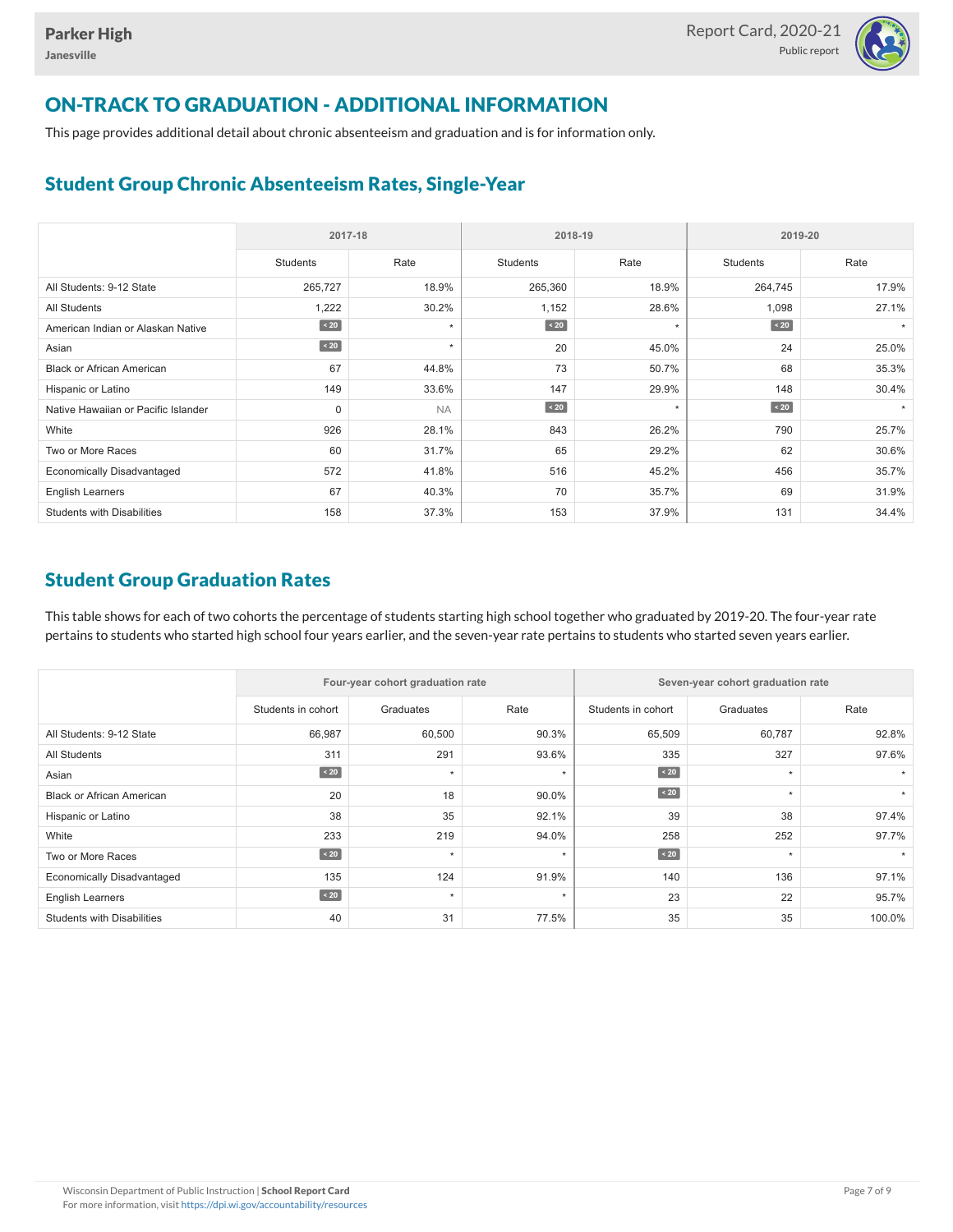## ON-TRACK TO GRADUATION - ADDITIONAL INFORMATION

This page provides additional detail about chronic absenteeism and graduation and is for information only.

### Student Group Chronic Absenteeism Rates, Single-Year

| | 2017-18 | | 2018-19 | | 2019-20 | |
|---|---|---|---|---|---|---|
| | Students | Rate | Students | Rate | Students | Rate |
| All Students: 9-12 State | 265,727 | 18.9% | 265,360 | 18.9% | 264,745 | 17.9% |
| All Students | 1,222 | 30.2% | 1,152 | 28.6% | 1,098 | 27.1% |
| American Indian or Alaskan Native | < 20 | * | < 20 | * | < 20 | * |
| Asian | < 20 | * | 20 | 45.0% | 24 | 25.0% |
| Black or African American | 67 | 44.8% | 73 | 50.7% | 68 | 35.3% |
| Hispanic or Latino | 149 | 33.6% | 147 | 29.9% | 148 | 30.4% |
| Native Hawaiian or Pacific Islander | 0 | NA | < 20 | * | < 20 | * |
| White | 926 | 28.1% | 843 | 26.2% | 790 | 25.7% |
| Two or More Races | 60 | 31.7% | 65 | 29.2% | 62 | 30.6% |
| Economically Disadvantaged | 572 | 41.8% | 516 | 45.2% | 456 | 35.7% |
| English Learners | 67 | 40.3% | 70 | 35.7% | 69 | 31.9% |
| Students with Disabilities | 158 | 37.3% | 153 | 37.9% | 131 | 34.4% |

### Student Group Graduation Rates

This table shows for each of two cohorts the percentage of students starting high school together who graduated by 2019-20. The four-year rate pertains to students who started high school four years earlier, and the seven-year rate pertains to students who started seven years earlier.

| | Four-year cohort graduation rate | | | Seven-year cohort graduation rate | | |
|---|---|---|---|---|---|---|
| | Students in cohort | Graduates | Rate | Students in cohort | Graduates | Rate |
| All Students: 9-12 State | 66,987 | 60,500 | 90.3% | 65,509 | 60,787 | 92.8% |
| All Students | 311 | 291 | 93.6% | 335 | 327 | 97.6% |
| Asian | < 20 | * | * | < 20 | * | * |
| Black or African American | 20 | 18 | 90.0% | < 20 | * | * |
| Hispanic or Latino | 38 | 35 | 92.1% | 39 | 38 | 97.4% |
| White | 233 | 219 | 94.0% | 258 | 252 | 97.7% |
| Two or More Races | < 20 | * | * | < 20 | * | * |
| Economically Disadvantaged | 135 | 124 | 91.9% | 140 | 136 | 97.1% |
| English Learners | < 20 | * | * | 23 | 22 | 95.7% |
| Students with Disabilities | 40 | 31 | 77.5% | 35 | 35 | 100.0% |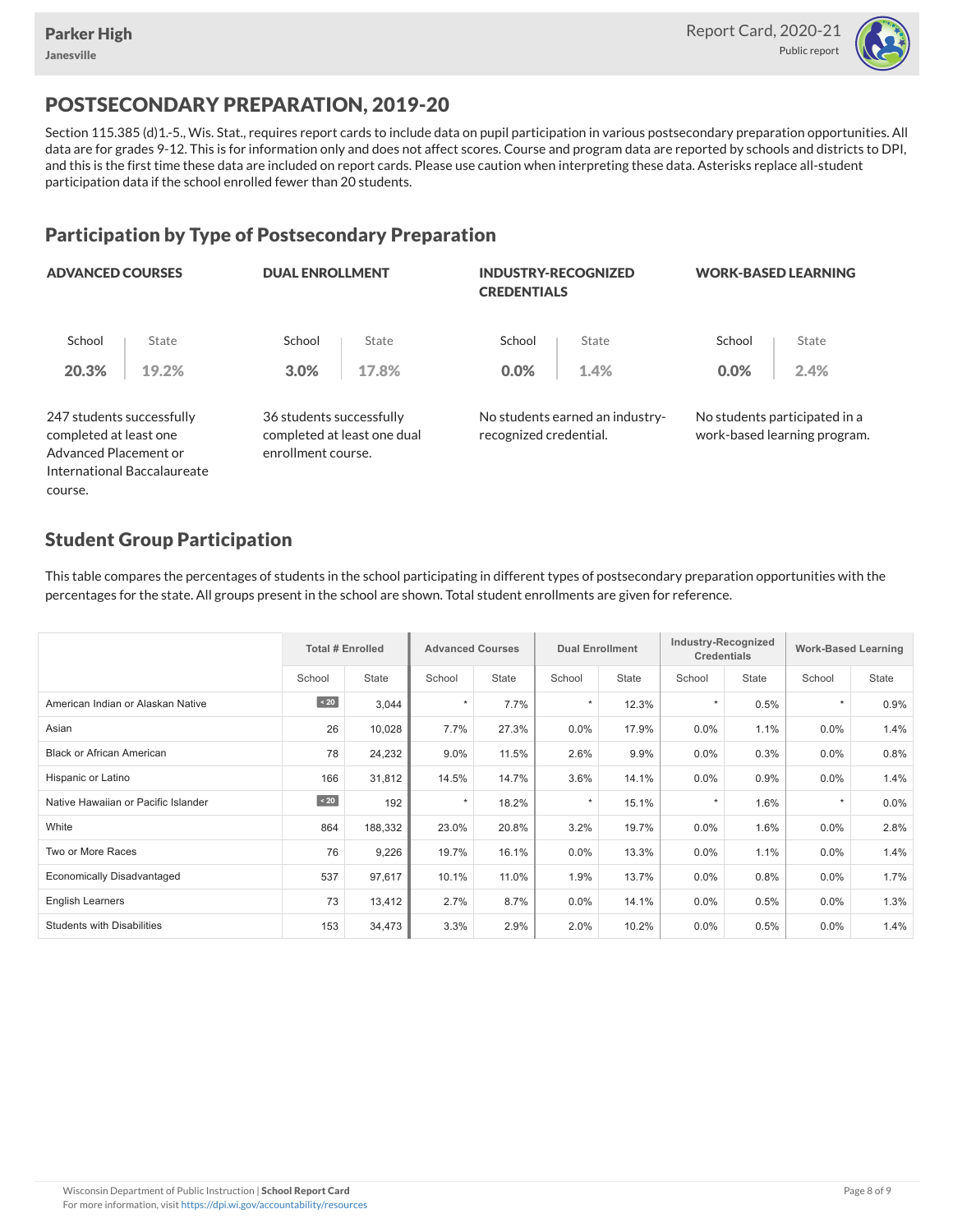Parker High
Janesville

Report Card, 2020-21
Public report

# POSTSECONDARY PREPARATION, 2019-20

Section 115.385 (d)1.-5., Wis. Stat., requires report cards to include data on pupil participation in various postsecondary preparation opportunities. All data are for grades 9-12. This is for information only and does not affect scores. Course and program data are reported by schools and districts to DPI, and this is the first time these data are included on report cards. Please use caution when interpreting these data. Asterisks replace all-student participation data if the school enrolled fewer than 20 students.

## Participation by Type of Postsecondary Preparation

### ADVANCED COURSES

| School | State |
|---|---|
| **20.3%** | **19.2%** |

247 students successfully completed at least one Advanced Placement or International Baccalaureate course.

### DUAL ENROLLMENT

| School | State |
|---|---|
| **3.0%** | **17.8%** |

36 students successfully completed at least one dual enrollment course.

### INDUSTRY-RECOGNIZED CREDENTIALS

| School | State |
|---|---|
| **0.0%** | **1.4%** |

No students earned an industry-recognized credential.

### WORK-BASED LEARNING

| School | State |
|---|---|
| **0.0%** | **2.4%** |

No students participated in a work-based learning program.

## Student Group Participation

This table compares the percentages of students in the school participating in different types of postsecondary preparation opportunities with the percentages for the state. All groups present in the school are shown. Total student enrollments are given for reference.

| | Total # Enrolled | | Advanced Courses | | Dual Enrollment | | Industry-Recognized Credentials | | Work-Based Learning | |
|---|---|---|---|---|---|---|---|---|---|---|
| | School | State | School | State | School | State | School | State | School | State |
| American Indian or Alaskan Native | < 20 | 3,044 | * | 7.7% | * | 12.3% | * | 0.5% | * | 0.9% |
| Asian | 26 | 10,028 | 7.7% | 27.3% | 0.0% | 17.9% | 0.0% | 1.1% | 0.0% | 1.4% |
| Black or African American | 78 | 24,232 | 9.0% | 11.5% | 2.6% | 9.9% | 0.0% | 0.3% | 0.0% | 0.8% |
| Hispanic or Latino | 166 | 31,812 | 14.5% | 14.7% | 3.6% | 14.1% | 0.0% | 0.9% | 0.0% | 1.4% |
| Native Hawaiian or Pacific Islander | < 20 | 192 | * | 18.2% | * | 15.1% | * | 1.6% | * | 0.0% |
| White | 864 | 188,332 | 23.0% | 20.8% | 3.2% | 19.7% | 0.0% | 1.6% | 0.0% | 2.8% |
| Two or More Races | 76 | 9,226 | 19.7% | 16.1% | 0.0% | 13.3% | 0.0% | 1.1% | 0.0% | 1.4% |
| Economically Disadvantaged | 537 | 97,617 | 10.1% | 11.0% | 1.9% | 13.7% | 0.0% | 0.8% | 0.0% | 1.7% |
| English Learners | 73 | 13,412 | 2.7% | 8.7% | 0.0% | 14.1% | 0.0% | 0.5% | 0.0% | 1.3% |
| Students with Disabilities | 153 | 34,473 | 3.3% | 2.9% | 2.0% | 10.2% | 0.0% | 0.5% | 0.0% | 1.4% |

Wisconsin Department of Public Instruction | **School Report Card**
For more information, visit https://dpi.wi.gov/accountability/resources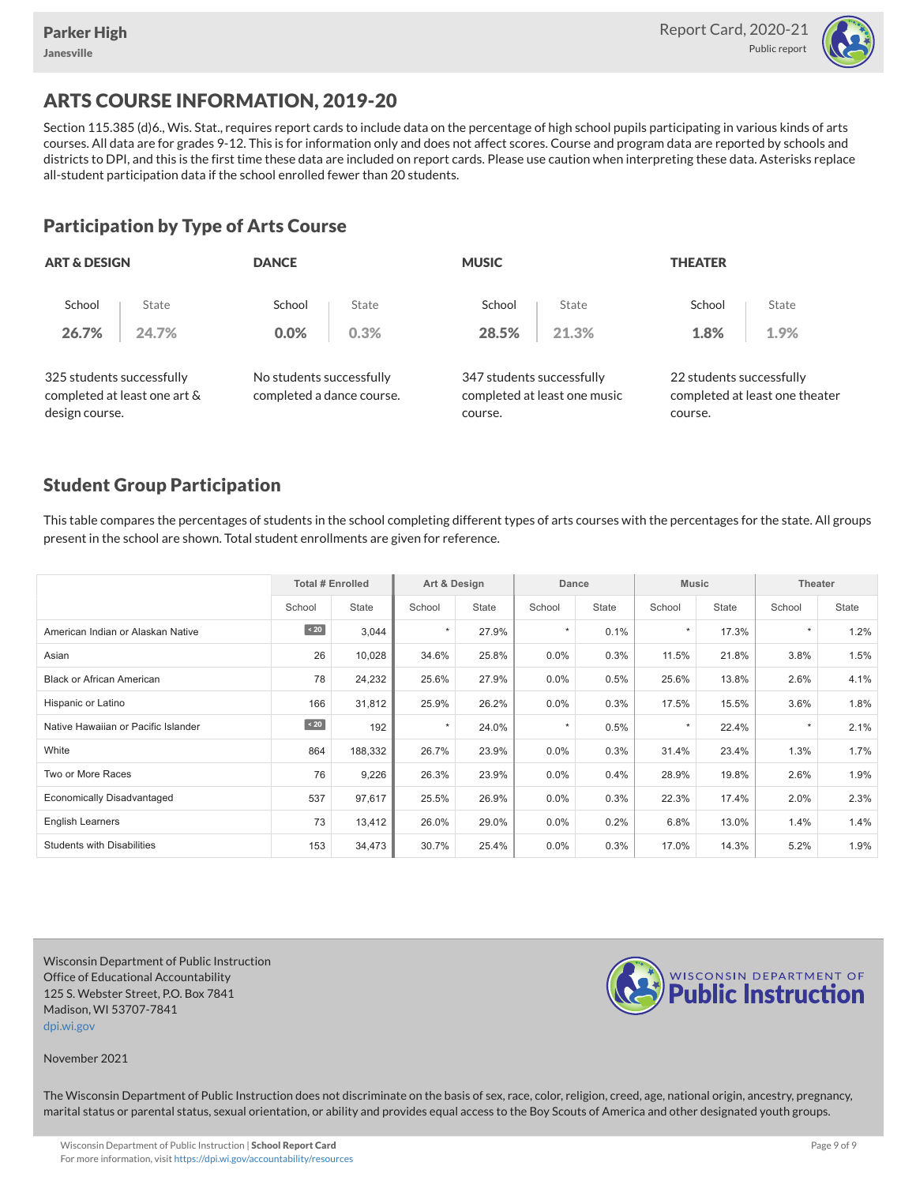# ARTS COURSE INFORMATION, 2019-20

Section 115.385 (d)6., Wis. Stat., requires report cards to include data on the percentage of high school pupils participating in various kinds of arts courses. All data are for grades 9-12. This is for information only and does not affect scores. Course and program data are reported by schools and districts to DPI, and this is the first time these data are included on report cards. Please use caution when interpreting these data. Asterisks replace all-student participation data if the school enrolled fewer than 20 students.

## Participation by Type of Arts Course

**ART & DESIGN**

| School | State |
|---|---|
| **26.7%** | **24.7%** |

325 students successfully completed at least one art & design course.

**DANCE**

| School | State |
|---|---|
| **0.0%** | **0.3%** |

No students successfully completed a dance course.

**MUSIC**

| School | State |
|---|---|
| **28.5%** | **21.3%** |

347 students successfully completed at least one music course.

**THEATER**

| School | State |
|---|---|
| **1.8%** | **1.9%** |

22 students successfully completed at least one theater course.

## Student Group Participation

This table compares the percentages of students in the school completing different types of arts courses with the percentages for the state. All groups present in the school are shown. Total student enrollments are given for reference.

| | Total # Enrolled | | Art & Design | | Dance | | Music | | Theater | |
|---|---|---|---|---|---|---|---|---|---|---|
| | School | State | School | State | School | State | School | State | School | State |
| American Indian or Alaskan Native | < 20 | 3,044 | * | 27.9% | * | 0.1% | * | 17.3% | * | 1.2% |
| Asian | 26 | 10,028 | 34.6% | 25.8% | 0.0% | 0.3% | 11.5% | 21.8% | 3.8% | 1.5% |
| Black or African American | 78 | 24,232 | 25.6% | 27.9% | 0.0% | 0.5% | 25.6% | 13.8% | 2.6% | 4.1% |
| Hispanic or Latino | 166 | 31,812 | 25.9% | 26.2% | 0.0% | 0.3% | 17.5% | 15.5% | 3.6% | 1.8% |
| Native Hawaiian or Pacific Islander | < 20 | 192 | * | 24.0% | * | 0.5% | * | 22.4% | * | 2.1% |
| White | 864 | 188,332 | 26.7% | 23.9% | 0.0% | 0.3% | 31.4% | 23.4% | 1.3% | 1.7% |
| Two or More Races | 76 | 9,226 | 26.3% | 23.9% | 0.0% | 0.4% | 28.9% | 19.8% | 2.6% | 1.9% |
| Economically Disadvantaged | 537 | 97,617 | 25.5% | 26.9% | 0.0% | 0.3% | 22.3% | 17.4% | 2.0% | 2.3% |
| English Learners | 73 | 13,412 | 26.0% | 29.0% | 0.0% | 0.2% | 6.8% | 13.0% | 1.4% | 1.4% |
| Students with Disabilities | 153 | 34,473 | 30.7% | 25.4% | 0.0% | 0.3% | 17.0% | 14.3% | 5.2% | 1.9% |

Wisconsin Department of Public Instruction
Office of Educational Accountability
125 S. Webster Street, P.O. Box 7841
Madison, WI 53707-7841
dpi.wi.gov

November 2021

The Wisconsin Department of Public Instruction does not discriminate on the basis of sex, race, color, religion, creed, age, national origin, ancestry, pregnancy, marital status or parental status, sexual orientation, or ability and provides equal access to the Boy Scouts of America and other designated youth groups.